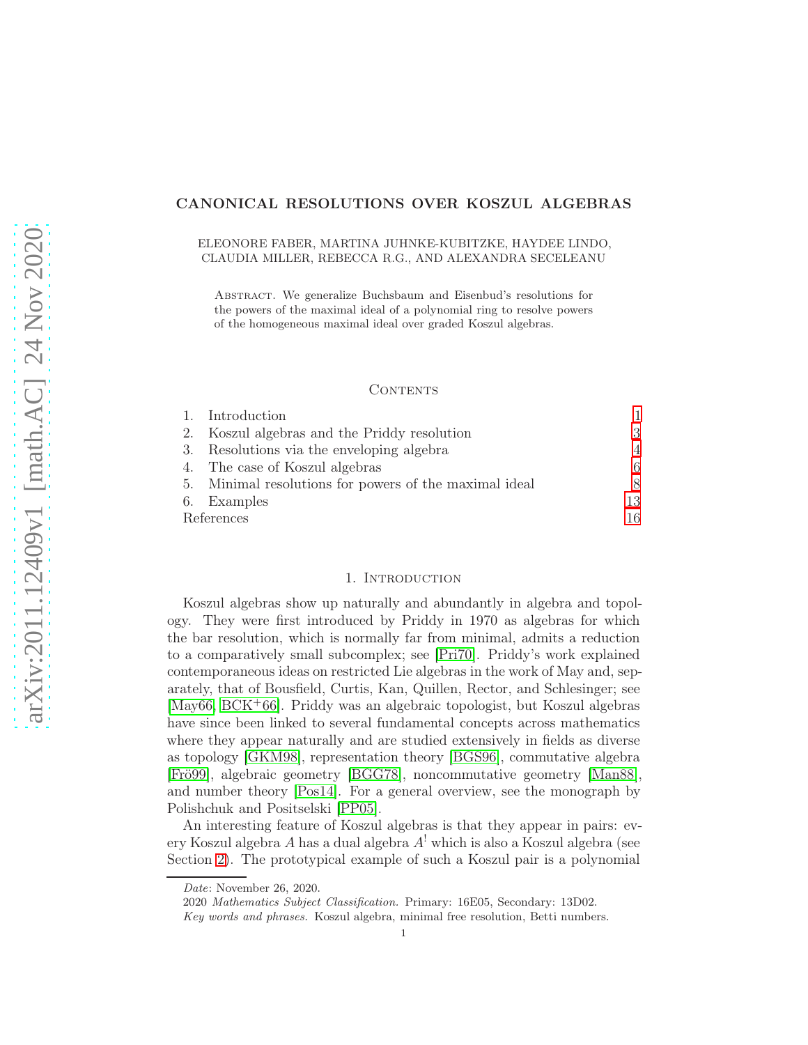# CANONICAL RESOLUTIONS OVER KOSZUL ALGEBRAS

ELEONORE FABER, MARTINA JUHNKE-KUBITZKE, HAYDEE LINDO, CLAUDIA MILLER, REBECCA R.G., AND ALEXANDRA SECELEANU

Abstract. We generalize Buchsbaum and Eisenbud's resolutions for the powers of the maximal ideal of a polynomial ring to resolve powers of the homogeneous maximal ideal over graded Koszul algebras.

## Contents

1. Introduction 1
2. Koszul algebras and the Priddy resolution 3
3. Resolutions via the enveloping algebra 4
4. The case of Koszul algebras 6
5. Minimal resolutions for powers of the maximal ideal 8
6. Examples 13

References 16

## 1. Introduction

Koszul algebras show up naturally and abundantly in algebra and topology. They were first introduced by Priddy in 1970 as algebras for which the bar resolution, which is normally far from minimal, admits a reduction to a comparatively small subcomplex; see [Pri70]. Priddy's work explained contemporaneous ideas on restricted Lie algebras in the work of May and, separately, that of Bousfield, Curtis, Kan, Quillen, Rector, and Schlesinger; see [May66, BCK+66]. Priddy was an algebraic topologist, but Koszul algebras have since been linked to several fundamental concepts across mathematics where they appear naturally and are studied extensively in fields as diverse as topology [GKM98], representation theory [BGS96], commutative algebra [Frö99], algebraic geometry [BGG78], noncommutative geometry [Man88], and number theory [Pos14]. For a general overview, see the monograph by Polishchuk and Positselski [PP05].

An interesting feature of Koszul algebras is that they appear in pairs: every Koszul algebra $A$ has a dual algebra $A^!$ which is also a Koszul algebra (see Section 2). The prototypical example of such a Koszul pair is a polynomial

*Date*: November 26, 2020.

2020 *Mathematics Subject Classification.* Primary: 16E05, Secondary: 13D02.

*Key words and phrases.* Koszul algebra, minimal free resolution, Betti numbers.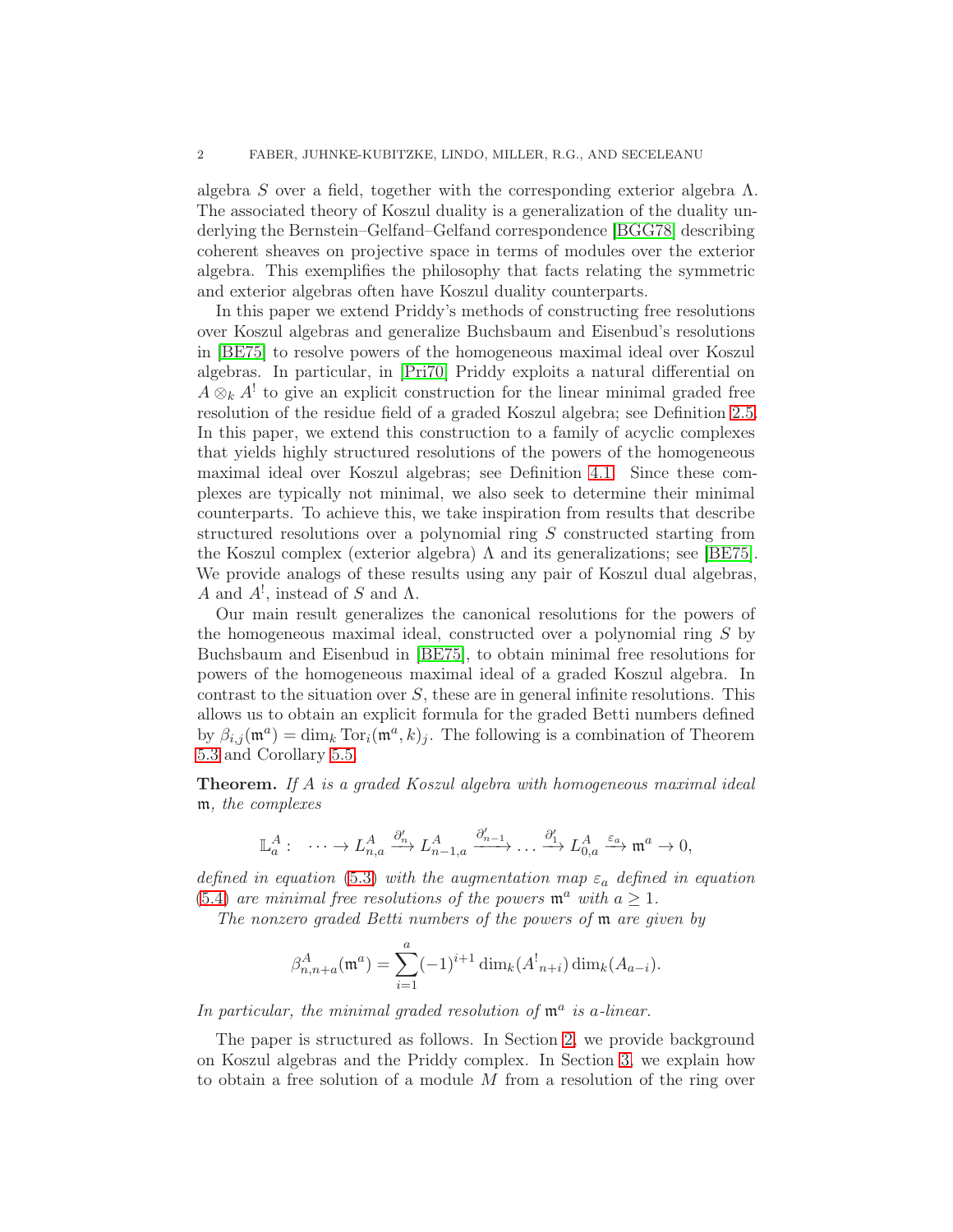algebra $S$ over a field, together with the corresponding exterior algebra $\Lambda$. The associated theory of Koszul duality is a generalization of the duality underlying the Bernstein–Gelfand–Gelfand correspondence [BGG78] describing coherent sheaves on projective space in terms of modules over the exterior algebra. This exemplifies the philosophy that facts relating the symmetric and exterior algebras often have Koszul duality counterparts.

In this paper we extend Priddy's methods of constructing free resolutions over Koszul algebras and generalize Buchsbaum and Eisenbud's resolutions in [BE75] to resolve powers of the homogeneous maximal ideal over Koszul algebras. In particular, in [Pri70] Priddy exploits a natural differential on $A \otimes_k A^!$ to give an explicit construction for the linear minimal graded free resolution of the residue field of a graded Koszul algebra; see Definition 2.5. In this paper, we extend this construction to a family of acyclic complexes that yields highly structured resolutions of the powers of the homogeneous maximal ideal over Koszul algebras; see Definition 4.1. Since these complexes are typically not minimal, we also seek to determine their minimal counterparts. To achieve this, we take inspiration from results that describe structured resolutions over a polynomial ring $S$ constructed starting from the Koszul complex (exterior algebra) $\Lambda$ and its generalizations; see [BE75]. We provide analogs of these results using any pair of Koszul dual algebras, $A$ and $A^!$, instead of $S$ and $\Lambda$.

Our main result generalizes the canonical resolutions for the powers of the homogeneous maximal ideal, constructed over a polynomial ring $S$ by Buchsbaum and Eisenbud in [BE75], to obtain minimal free resolutions for powers of the homogeneous maximal ideal of a graded Koszul algebra. In contrast to the situation over $S$, these are in general infinite resolutions. This allows us to obtain an explicit formula for the graded Betti numbers defined by $\beta_{i,j}(\mathfrak{m}^a) = \dim_k \operatorname{Tor}_i(\mathfrak{m}^a, k)_j$. The following is a combination of Theorem 5.3 and Corollary 5.5.

**Theorem.** *If $A$ is a graded Koszul algebra with homogeneous maximal ideal $\mathfrak{m}$, the complexes*

$$\mathbb{L}_a^A : \quad \cdots \to L^A_{n,a} \xrightarrow{\partial'_n} L^A_{n-1,a} \xrightarrow{\partial'_{n-1}} \cdots \xrightarrow{\partial'_1} L^A_{0,a} \xrightarrow{\varepsilon_a} \mathfrak{m}^a \to 0,$$

*defined in equation (5.3) with the augmentation map $\varepsilon_a$ defined in equation (5.4) are minimal free resolutions of the powers $\mathfrak{m}^a$ with $a \geq 1$.*

*The nonzero graded Betti numbers of the powers of $\mathfrak{m}$ are given by*

$$\beta^A_{n,n+a}(\mathfrak{m}^a) = \sum_{i=1}^{a} (-1)^{i+1} \dim_k({A^!}_{n+i}) \dim_k(A_{a-i}).$$

*In particular, the minimal graded resolution of $\mathfrak{m}^a$ is $a$-linear.*

The paper is structured as follows. In Section 2, we provide background on Koszul algebras and the Priddy complex. In Section 3, we explain how to obtain a free solution of a module $M$ from a resolution of the ring over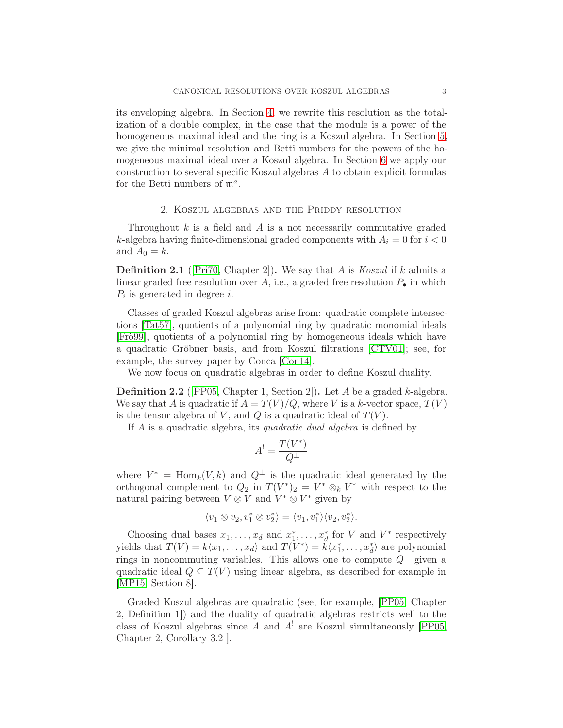its enveloping algebra. In Section 4, we rewrite this resolution as the totalization of a double complex, in the case that the module is a power of the homogeneous maximal ideal and the ring is a Koszul algebra. In Section 5, we give the minimal resolution and Betti numbers for the powers of the homogeneous maximal ideal over a Koszul algebra. In Section 6 we apply our construction to several specific Koszul algebras $A$ to obtain explicit formulas for the Betti numbers of $\mathfrak{m}^a$.

## 2. Koszul algebras and the Priddy resolution

Throughout $k$ is a field and $A$ is a not necessarily commutative graded $k$-algebra having finite-dimensional graded components with $A_i = 0$ for $i < 0$ and $A_0 = k$.

**Definition 2.1** ([Pri70, Chapter 2])**.** We say that $A$ is *Koszul* if $k$ admits a linear graded free resolution over $A$, i.e., a graded free resolution $P_\bullet$ in which $P_i$ is generated in degree $i$.

Classes of graded Koszul algebras arise from: quadratic complete intersections [Tat57], quotients of a polynomial ring by quadratic monomial ideals [Frö99], quotients of a polynomial ring by homogeneous ideals which have a quadratic Gröbner basis, and from Koszul filtrations [CTV01]; see, for example, the survey paper by Conca [Con14].

We now focus on quadratic algebras in order to define Koszul duality.

**Definition 2.2** ([PP05, Chapter 1, Section 2])**.** Let $A$ be a graded $k$-algebra. We say that $A$ is quadratic if $A = T(V)/Q$, where $V$ is a $k$-vector space, $T(V)$ is the tensor algebra of $V$, and $Q$ is a quadratic ideal of $T(V)$.

If $A$ is a quadratic algebra, its *quadratic dual algebra* is defined by

$$A^! = \frac{T(V^*)}{Q^\perp}$$

where $V^* = \operatorname{Hom}_k(V, k)$ and $Q^\perp$ is the quadratic ideal generated by the orthogonal complement to $Q_2$ in $T(V^*)_2 = V^* \otimes_k V^*$ with respect to the natural pairing between $V \otimes V$ and $V^* \otimes V^*$ given by

$$\langle v_1 \otimes v_2, v_1^* \otimes v_2^* \rangle = \langle v_1, v_1^* \rangle \langle v_2, v_2^* \rangle.$$

Choosing dual bases $x_1, \dots, x_d$ and $x_1^*, \dots, x_d^*$ for $V$ and $V^*$ respectively yields that $T(V) = k\langle x_1, \dots, x_d \rangle$ and $T(V^*) = k\langle x_1^*, \dots, x_d^* \rangle$ are polynomial rings in noncommuting variables. This allows one to compute $Q^\perp$ given a quadratic ideal $Q \subseteq T(V)$ using linear algebra, as described for example in [MP15, Section 8].

Graded Koszul algebras are quadratic (see, for example, [PP05, Chapter 2, Definition 1]) and the duality of quadratic algebras restricts well to the class of Koszul algebras since $A$ and $A^!$ are Koszul simultaneously [PP05, Chapter 2, Corollary 3.2 ].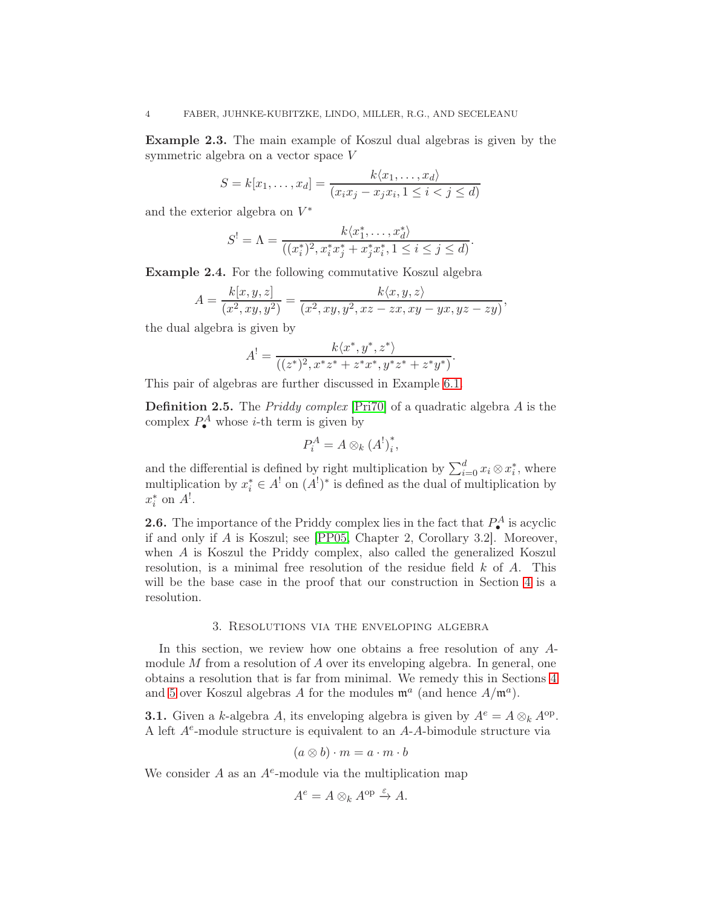**Example 2.3.** The main example of Koszul dual algebras is given by the symmetric algebra on a vector space $V$

$$S = k[x_1, \ldots, x_d] = \frac{k\langle x_1, \ldots, x_d\rangle}{(x_i x_j - x_j x_i, 1 \le i < j \le d)}$$

and the exterior algebra on $V^*$

$$S^! = \Lambda = \frac{k\langle x_1^*, \ldots, x_d^*\rangle}{((x_i^*)^2, x_i^* x_j^* + x_j^* x_i^*, 1 \le i \le j \le d)}.$$

**Example 2.4.** For the following commutative Koszul algebra

$$A = \frac{k[x, y, z]}{(x^2, xy, y^2)} = \frac{k\langle x, y, z\rangle}{(x^2, xy, y^2, xz - zx, xy - yx, yz - zy)},$$

the dual algebra is given by

$$A^! = \frac{k\langle x^*, y^*, z^*\rangle}{((z^*)^2, x^*z^* + z^*x^*, y^*z^* + z^*y^*)}.$$

This pair of algebras are further discussed in Example 6.1.

**Definition 2.5.** The *Priddy complex* [Pri70] of a quadratic algebra $A$ is the complex $P_\bullet^A$ whose $i$-th term is given by

$$P_i^A = A \otimes_k (A^!)_i^*,$$

and the differential is defined by right multiplication by $\sum_{i=0}^d x_i \otimes x_i^*$, where multiplication by $x_i^* \in A^!$ on $(A^!)^*$ is defined as the dual of multiplication by $x_i^*$ on $A^!$.

**2.6.** The importance of the Priddy complex lies in the fact that $P_\bullet^A$ is acyclic if and only if $A$ is Koszul; see [PP05, Chapter 2, Corollary 3.2]. Moreover, when $A$ is Koszul the Priddy complex, also called the generalized Koszul resolution, is a minimal free resolution of the residue field $k$ of $A$. This will be the base case in the proof that our construction in Section 4 is a resolution.

## 3. Resolutions via the enveloping algebra

In this section, we review how one obtains a free resolution of any $A$-module $M$ from a resolution of $A$ over its enveloping algebra. In general, one obtains a resolution that is far from minimal. We remedy this in Sections 4 and 5 over Koszul algebras $A$ for the modules $\mathfrak{m}^a$ (and hence $A/\mathfrak{m}^a$).

**3.1.** Given a $k$-algebra $A$, its enveloping algebra is given by $A^e = A \otimes_k A^{\mathrm{op}}$. A left $A^e$-module structure is equivalent to an $A$-$A$-bimodule structure via

$$(a \otimes b) \cdot m = a \cdot m \cdot b$$

We consider $A$ as an $A^e$-module via the multiplication map

$$A^e = A \otimes_k A^{\mathrm{op}} \xrightarrow{\varepsilon} A.$$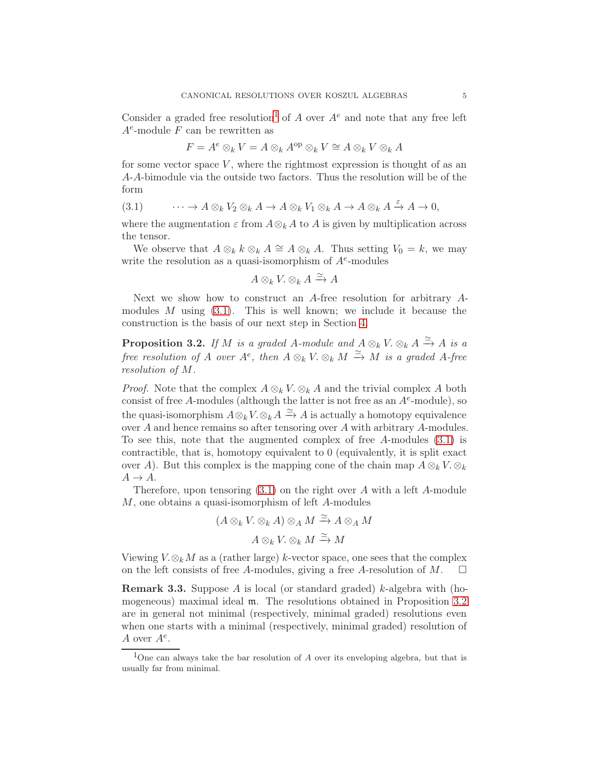Consider a graded free resolution[1] of $A$ over $A^e$ and note that any free left $A^e$-module $F$ can be rewritten as

$$F = A^e \otimes_k V = A \otimes_k A^{\mathrm{op}} \otimes_k V \cong A \otimes_k V \otimes_k A$$

for some vector space $V$, where the rightmost expression is thought of as an $A$-$A$-bimodule via the outside two factors. Thus the resolution will be of the form

$$\cdots \to A \otimes_k V_2 \otimes_k A \to A \otimes_k V_1 \otimes_k A \to A \otimes_k A \xrightarrow{\varepsilon} A \to 0, \tag{3.1}$$

where the augmentation $\varepsilon$ from $A \otimes_k A$ to $A$ is given by multiplication across the tensor.

We observe that $A \otimes_k k \otimes_k A \cong A \otimes_k A$. Thus setting $V_0 = k$, we may write the resolution as a quasi-isomorphism of $A^e$-modules

$$A \otimes_k V. \otimes_k A \xrightarrow{\simeq} A$$

Next we show how to construct an $A$-free resolution for arbitrary $A$-modules $M$ using (3.1). This is well known; we include it because the construction is the basis of our next step in Section 4.

**Proposition 3.2.** *If $M$ is a graded $A$-module and $A \otimes_k V. \otimes_k A \xrightarrow{\simeq} A$ is a free resolution of $A$ over $A^e$, then $A \otimes_k V. \otimes_k M \xrightarrow{\simeq} M$ is a graded $A$-free resolution of $M$.*

*Proof.* Note that the complex $A \otimes_k V. \otimes_k A$ and the trivial complex $A$ both consist of free $A$-modules (although the latter is not free as an $A^e$-module), so the quasi-isomorphism $A \otimes_k V. \otimes_k A \xrightarrow{\simeq} A$ is actually a homotopy equivalence over $A$ and hence remains so after tensoring over $A$ with arbitrary $A$-modules. To see this, note that the augmented complex of free $A$-modules (3.1) is contractible, that is, homotopy equivalent to 0 (equivalently, it is split exact over $A$). But this complex is the mapping cone of the chain map $A \otimes_k V. \otimes_k A \to A$.

Therefore, upon tensoring (3.1) on the right over $A$ with a left $A$-module $M$, one obtains a quasi-isomorphism of left $A$-modules

$$(A \otimes_k V. \otimes_k A) \otimes_A M \xrightarrow{\simeq} A \otimes_A M$$

$$A \otimes_k V. \otimes_k M \xrightarrow{\simeq} M$$

Viewing $V. \otimes_k M$ as a (rather large) $k$-vector space, one sees that the complex on the left consists of free $A$-modules, giving a free $A$-resolution of $M$. $\square$

**Remark 3.3.** Suppose $A$ is local (or standard graded) $k$-algebra with (homogeneous) maximal ideal $\mathfrak{m}$. The resolutions obtained in Proposition 3.2 are in general not minimal (respectively, minimal graded) resolutions even when one starts with a minimal (respectively, minimal graded) resolution of $A$ over $A^e$.

---

[1] One can always take the bar resolution of $A$ over its enveloping algebra, but that is usually far from minimal.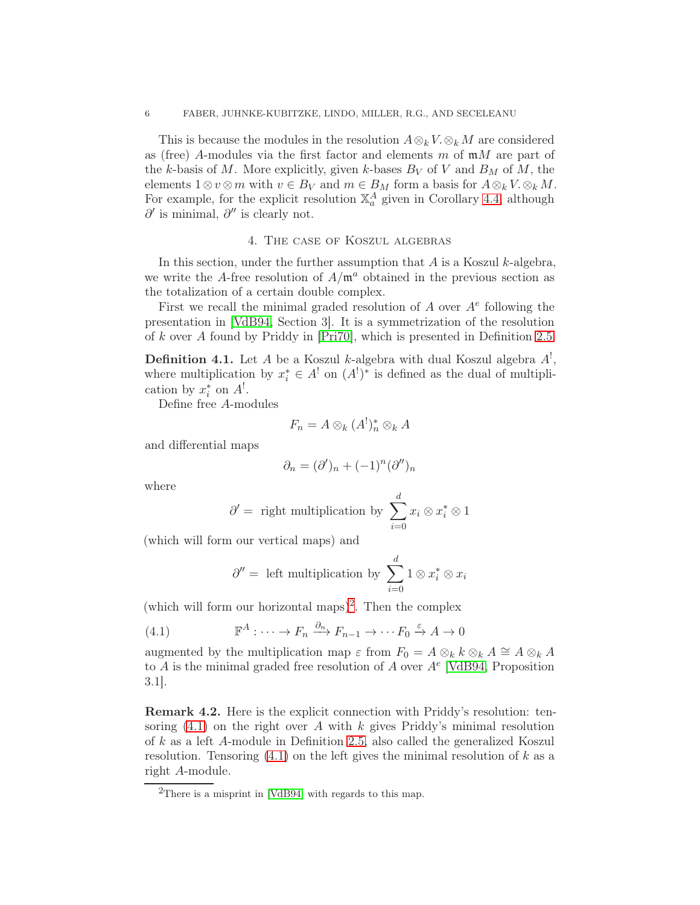This is because the modules in the resolution $A \otimes_k V_\cdot \otimes_k M$ are considered as (free) $A$-modules via the first factor and elements $m$ of $\mathfrak{m}M$ are part of the $k$-basis of $M$. More explicitly, given $k$-bases $B_V$ of $V$ and $B_M$ of $M$, the elements $1 \otimes v \otimes m$ with $v \in B_V$ and $m \in B_M$ form a basis for $A \otimes_k V_\cdot \otimes_k M$. For example, for the explicit resolution $\mathbb{X}_a^A$ given in Corollary 4.4, although $\partial'$ is minimal, $\partial''$ is clearly not.

## 4. The case of Koszul algebras

In this section, under the further assumption that $A$ is a Koszul $k$-algebra, we write the $A$-free resolution of $A/\mathfrak{m}^a$ obtained in the previous section as the totalization of a certain double complex.

First we recall the minimal graded resolution of $A$ over $A^e$ following the presentation in [VdB94, Section 3]. It is a symmetrization of the resolution of $k$ over $A$ found by Priddy in [Pri70], which is presented in Definition 2.5.

**Definition 4.1.** Let $A$ be a Koszul $k$-algebra with dual Koszul algebra $A^!$, where multiplication by $x_i^* \in A^!$ on $(A^!)^*$ is defined as the dual of multiplication by $x_i^*$ on $A^!$.

Define free $A$-modules

$$F_n = A \otimes_k (A^!)_n^* \otimes_k A$$

and differential maps

$$\partial_n = (\partial')_n + (-1)^n (\partial'')_n$$

where

$$\partial' = \text{ right multiplication by } \sum_{i=0}^{d} x_i \otimes x_i^* \otimes 1$$

(which will form our vertical maps) and

$$\partial'' = \text{ left multiplication by } \sum_{i=0}^{d} 1 \otimes x_i^* \otimes x_i$$

(which will form our horizontal maps)[2]. Then the complex

$$\mathbb{F}^A : \cdots \to F_n \xrightarrow{\partial_n} F_{n-1} \to \cdots F_0 \xrightarrow{\varepsilon} A \to 0 \tag{4.1}$$

augmented by the multiplication map $\varepsilon$ from $F_0 = A \otimes_k k \otimes_k A \cong A \otimes_k A$ to $A$ is the minimal graded free resolution of $A$ over $A^e$ [VdB94, Proposition 3.1].

**Remark 4.2.** Here is the explicit connection with Priddy's resolution: tensoring (4.1) on the right over $A$ with $k$ gives Priddy's minimal resolution of $k$ as a left $A$-module in Definition 2.5, also called the generalized Koszul resolution. Tensoring (4.1) on the left gives the minimal resolution of $k$ as a right $A$-module.

[2] There is a misprint in [VdB94] with regards to this map.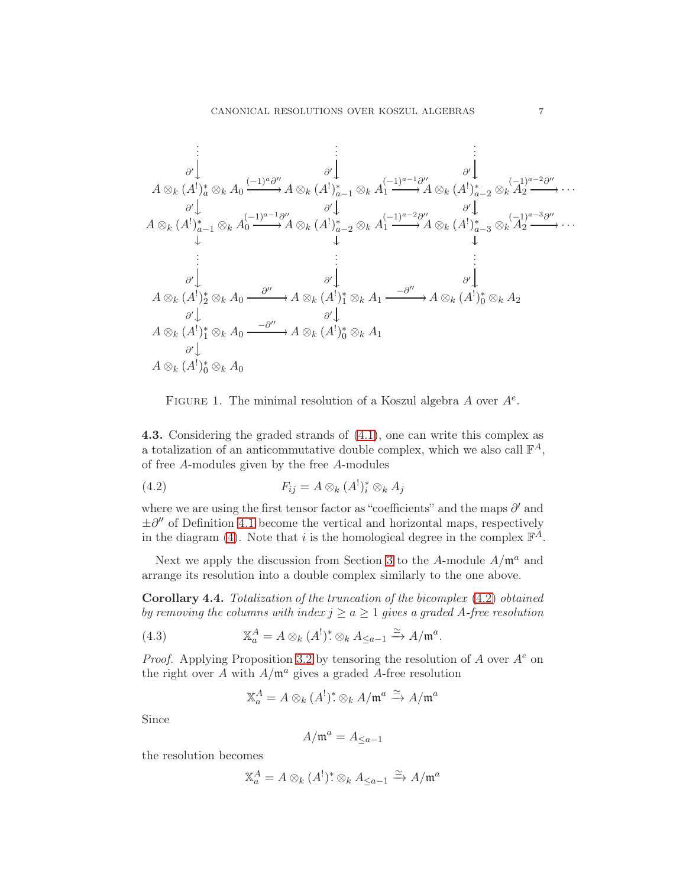$$
\begin{array}{ccccccc}
\vdots & & \vdots & & \vdots & & \\
\downarrow{\scriptstyle \partial'} & & \downarrow{\scriptstyle \partial'} & & \downarrow{\scriptstyle \partial'} & & \\
A \otimes_k (A^!)^*_a \otimes_k A_0 & \xrightarrow{(-1)^a \partial''} & A \otimes_k (A^!)^*_{a-1} \otimes_k A_1 & \xrightarrow{(-1)^{a-1}\partial''} & A \otimes_k (A^!)^*_{a-2} \otimes_k A_2 & \xrightarrow{(-1)^{a-2}\partial''} & \cdots \\
\downarrow{\scriptstyle \partial'} & & \downarrow{\scriptstyle \partial'} & & \downarrow{\scriptstyle \partial'} & & \\
A \otimes_k (A^!)^*_{a-1} \otimes_k A_0 & \xrightarrow{(-1)^{a-1} \partial''} & A \otimes_k (A^!)^*_{a-2} \otimes_k A_1 & \xrightarrow{(-1)^{a-2}\partial''} & A \otimes_k (A^!)^*_{a-3} \otimes_k A_2 & \xrightarrow{(-1)^{a-3}\partial''} & \cdots \\
\downarrow & & \downarrow & & \downarrow & & \\
\vdots & & \vdots & & \vdots & & \\
\downarrow{\scriptstyle \partial'} & & \downarrow{\scriptstyle \partial'} & & \downarrow{\scriptstyle \partial'} & & \\
A \otimes_k (A^!)^*_2 \otimes_k A_0 & \xrightarrow{\partial''} & A \otimes_k (A^!)^*_1 \otimes_k A_1 & \xrightarrow{-\partial''} & A \otimes_k (A^!)^*_0 \otimes_k A_2 & & \\
\downarrow{\scriptstyle \partial'} & & \downarrow{\scriptstyle \partial'} & & & & \\
A \otimes_k (A^!)^*_1 \otimes_k A_0 & \xrightarrow{-\partial''} & A \otimes_k (A^!)^*_0 \otimes_k A_1 & & & & \\
\downarrow{\scriptstyle \partial'} & & & & & & \\
A \otimes_k (A^!)^*_0 \otimes_k A_0 & & & & & &
\end{array}
$$

Figure 1. The minimal resolution of a Koszul algebra $A$ over $A^e$.

**4.3.** Considering the graded strands of (4.1), one can write this complex as a totalization of an anticommutative double complex, which we also call $\mathbb{F}^A$, of free $A$-modules given by the free $A$-modules

$$
F_{ij} = A \otimes_k (A^!)^*_i \otimes_k A_j \tag{4.2}
$$

where we are using the first tensor factor as "coefficients" and the maps $\partial'$ and $\pm\partial''$ of Definition 4.1 become the vertical and horizontal maps, respectively in the diagram (4). Note that $i$ is the homological degree in the complex $\mathbb{F}^A$.

Next we apply the discussion from Section 3 to the $A$-module $A/\mathfrak{m}^a$ and arrange its resolution into a double complex similarly to the one above.

**Corollary 4.4.** *Totalization of the truncation of the bicomplex* (4.2) *obtained by removing the columns with index $j \geq a \geq 1$ gives a graded $A$-free resolution*

$$
\mathbb{X}^A_a = A \otimes_k (A^!)^*_{\cdot} \otimes_k A_{\leq a-1} \xrightarrow{\simeq} A/\mathfrak{m}^a. \tag{4.3}
$$

*Proof.* Applying Proposition 3.2 by tensoring the resolution of $A$ over $A^e$ on the right over $A$ with $A/\mathfrak{m}^a$ gives a graded $A$-free resolution

$$
\mathbb{X}^A_a = A \otimes_k (A^!)^*_{\cdot} \otimes_k A/\mathfrak{m}^a \xrightarrow{\simeq} A/\mathfrak{m}^a
$$

Since

$$
A/\mathfrak{m}^a = A_{\leq a-1}
$$

the resolution becomes

$$
\mathbb{X}^A_a = A \otimes_k (A^!)^*_{\cdot} \otimes_k A_{\leq a-1} \xrightarrow{\simeq} A/\mathfrak{m}^a
$$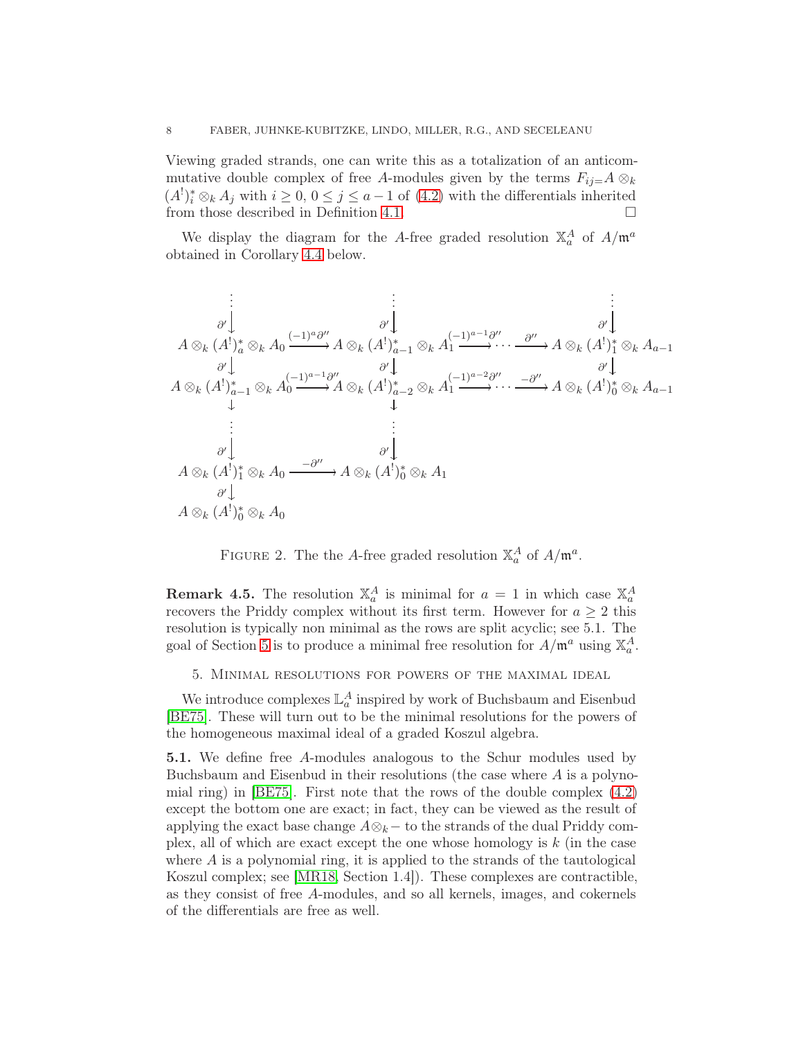Viewing graded strands, one can write this as a totalization of an anticommutative double complex of free $A$-modules given by the terms $F_{ij=}A \otimes_k (A^!)^*_i \otimes_k A_j$ with $i \geq 0$, $0 \leq j \leq a-1$ of (4.2) with the differentials inherited from those described in Definition 4.1. □

We display the diagram for the $A$-free graded resolution $\mathbb{X}^A_a$ of $A/\mathfrak{m}^a$ obtained in Corollary 4.4 below.

$$
\begin{array}{ccccccc}
\vdots & & \vdots & & & & \vdots \\
\downarrow{\scriptstyle \partial'} & & \downarrow{\scriptstyle \partial'} & & & & \downarrow{\scriptstyle \partial'} \\
A \otimes_k (A^!)^*_a \otimes_k A_0 & \xrightarrow{(-1)^a \partial''} & A \otimes_k (A^!)^*_{a-1} \otimes_k A_1 & \xrightarrow{(-1)^{a-1}\partial''} \cdots & \xrightarrow{\partial''} & & A \otimes_k (A^!)^*_1 \otimes_k A_{a-1} \\
\downarrow{\scriptstyle \partial'} & & \downarrow{\scriptstyle \partial'} & & & & \downarrow{\scriptstyle \partial'} \\
A \otimes_k (A^!)^*_{a-1} \otimes_k A_0 & \xrightarrow{(-1)^{a-1} \partial''} & A \otimes_k (A^!)^*_{a-2} \otimes_k A_1 & \xrightarrow{(-1)^{a-2}\partial''} \cdots & \xrightarrow{-\partial''} & & A \otimes_k (A^!)^*_0 \otimes_k A_{a-1} \\
\downarrow & & \downarrow & & & & \\
\vdots & & \vdots & & & & \\
\downarrow{\scriptstyle \partial'} & & \downarrow{\scriptstyle \partial'} & & & & \\
A \otimes_k (A^!)^*_1 \otimes_k A_0 & \xrightarrow{-\partial''} & A \otimes_k (A^!)^*_0 \otimes_k A_1 & & & & \\
\downarrow{\scriptstyle \partial'} & & & & & & \\
A \otimes_k (A^!)^*_0 \otimes_k A_0 & & & & & &
\end{array}
$$

FIGURE 2. The the $A$-free graded resolution $\mathbb{X}^A_a$ of $A/\mathfrak{m}^a$.

**Remark 4.5.** The resolution $\mathbb{X}^A_a$ is minimal for $a = 1$ in which case $\mathbb{X}^A_a$ recovers the Priddy complex without its first term. However for $a \geq 2$ this resolution is typically non minimal as the rows are split acyclic; see 5.1. The goal of Section 5 is to produce a minimal free resolution for $A/\mathfrak{m}^a$ using $\mathbb{X}^A_a$.

## 5. Minimal resolutions for powers of the maximal ideal

We introduce complexes $\mathbb{L}^A_a$ inspired by work of Buchsbaum and Eisenbud [BE75]. These will turn out to be the minimal resolutions for the powers of the homogeneous maximal ideal of a graded Koszul algebra.

**5.1.** We define free $A$-modules analogous to the Schur modules used by Buchsbaum and Eisenbud in their resolutions (the case where $A$ is a polynomial ring) in [BE75]. First note that the rows of the double complex (4.2) except the bottom one are exact; in fact, they can be viewed as the result of applying the exact base change $A \otimes_k -$ to the strands of the dual Priddy complex, all of which are exact except the one whose homology is $k$ (in the case where $A$ is a polynomial ring, it is applied to the strands of the tautological Koszul complex; see [MR18, Section 1.4]). These complexes are contractible, as they consist of free $A$-modules, and so all kernels, images, and cokernels of the differentials are free as well.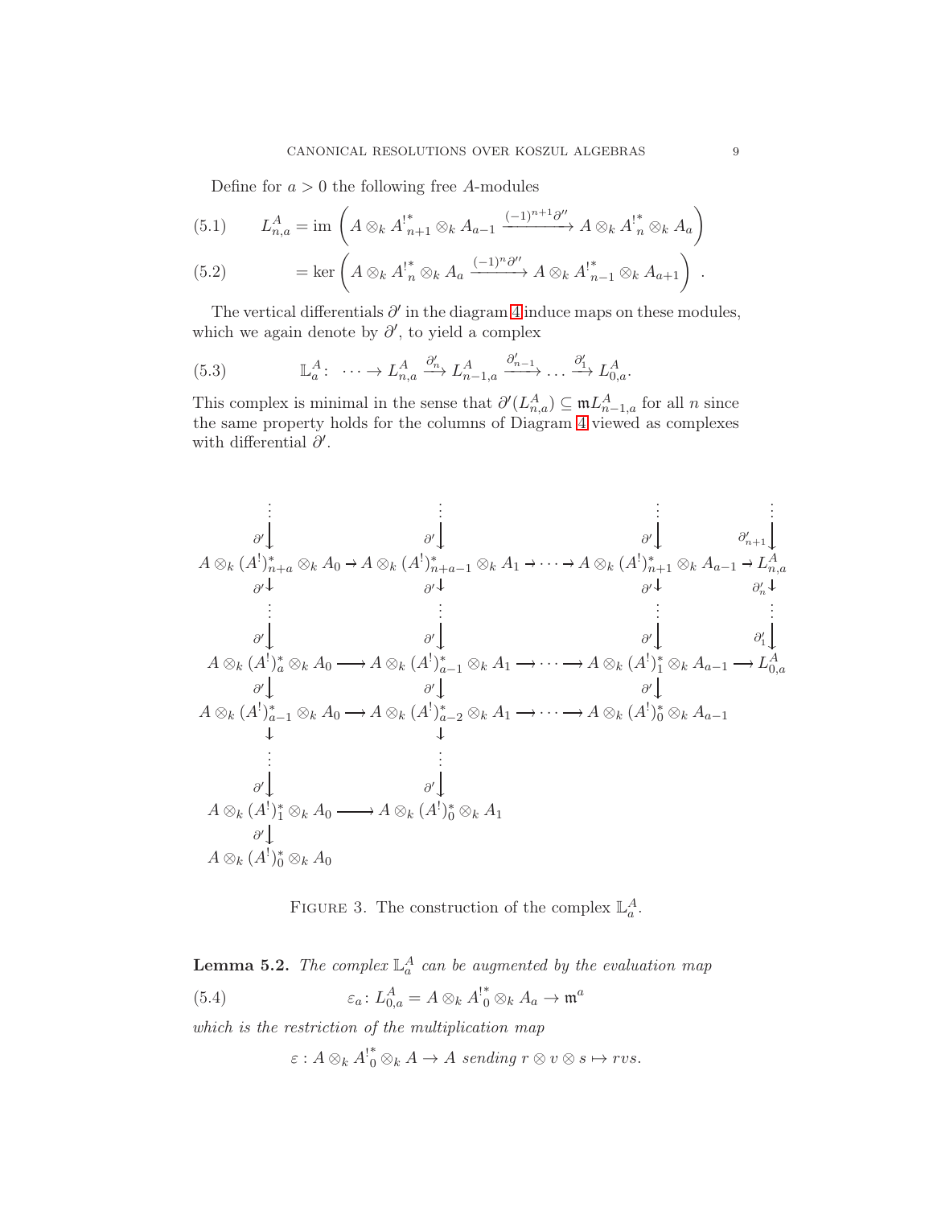Define for $a > 0$ the following free $A$-modules

$$L_{n,a}^A = \operatorname{im}\left(A \otimes_k {A^!}^*_{n+1} \otimes_k A_{a-1} \xrightarrow{(-1)^{n+1}\partial''} A \otimes_k {A^!}^*_n \otimes_k A_a\right) \tag{5.1}$$

$$= \ker\left(A \otimes_k {A^!}^*_n \otimes_k A_a \xrightarrow{(-1)^n\partial''} A \otimes_k {A^!}^*_{n-1} \otimes_k A_{a+1}\right) . \tag{5.2}$$

The vertical differentials $\partial'$ in the diagram 4 induce maps on these modules, which we again denote by $\partial'$, to yield a complex

$$\mathbb{L}_a^A \colon \ \cdots \to L_{n,a}^A \xrightarrow{\partial'_n} L_{n-1,a}^A \xrightarrow{\partial'_{n-1}} \dots \xrightarrow{\partial'_1} L_{0,a}^A. \tag{5.3}$$

This complex is minimal in the sense that $\partial'(L_{n,a}^A) \subseteq \mathfrak{m} L_{n-1,a}^A$ for all $n$ since the same property holds for the columns of Diagram 4 viewed as complexes with differential $\partial'$.

$$
\begin{array}{ccccccccc}
\vdots & & \vdots & & & & \vdots & & \vdots \\
\downarrow{\scriptstyle \partial'} & & \downarrow{\scriptstyle \partial'} & & & & \downarrow{\scriptstyle \partial'} & & \downarrow{\scriptstyle \partial'_{n+1}} \\
A \otimes_k (A^!)^*_{n+a} \otimes_k A_0 & \to & A \otimes_k (A^!)^*_{n+a-1} \otimes_k A_1 & \to & \cdots & \to & A \otimes_k (A^!)^*_{n+1} \otimes_k A_{a-1} & \to & L_{n,a}^A \\
\downarrow{\scriptstyle \partial'} & & \downarrow{\scriptstyle \partial'} & & & & \downarrow{\scriptstyle \partial'} & & \downarrow{\scriptstyle \partial'_n} \\
\vdots & & \vdots & & & & \vdots & & \vdots \\
\downarrow{\scriptstyle \partial'} & & \downarrow{\scriptstyle \partial'} & & & & \downarrow{\scriptstyle \partial'} & & \downarrow{\scriptstyle \partial'_1} \\
A \otimes_k (A^!)^*_{a} \otimes_k A_0 & \longrightarrow & A \otimes_k (A^!)^*_{a-1} \otimes_k A_1 & \longrightarrow & \cdots & \longrightarrow & A \otimes_k (A^!)^*_{1} \otimes_k A_{a-1} & \longrightarrow & L_{0,a}^A \\
\downarrow{\scriptstyle \partial'} & & \downarrow{\scriptstyle \partial'} & & & & \downarrow{\scriptstyle \partial'} & & \\
A \otimes_k (A^!)^*_{a-1} \otimes_k A_0 & \longrightarrow & A \otimes_k (A^!)^*_{a-2} \otimes_k A_1 & \longrightarrow & \cdots & \longrightarrow & A \otimes_k (A^!)^*_{0} \otimes_k A_{a-1} & & \\
\downarrow & & \downarrow & & & & & & \\
\vdots & & \vdots & & & & & & \\
\downarrow{\scriptstyle \partial'} & & \downarrow{\scriptstyle \partial'} & & & & & & \\
A \otimes_k (A^!)^*_{1} \otimes_k A_0 & \longrightarrow & A \otimes_k (A^!)^*_{0} \otimes_k A_1 & & & & & & \\
\downarrow{\scriptstyle \partial'} & & & & & & & & \\
A \otimes_k (A^!)^*_{0} \otimes_k A_0 & & & & & & & &
\end{array}
$$

FIGURE 3. The construction of the complex $\mathbb{L}_a^A$.

**Lemma 5.2.** *The complex $\mathbb{L}_a^A$ can be augmented by the evaluation map*

$$\varepsilon_a \colon L_{0,a}^A = A \otimes_k {A^!}^*_0 \otimes_k A_a \to \mathfrak{m}^a \tag{5.4}$$

*which is the restriction of the multiplication map*

$$\varepsilon : A \otimes_k {A^!}^*_0 \otimes_k A \to A \text{ sending } r \otimes v \otimes s \mapsto rvs.$$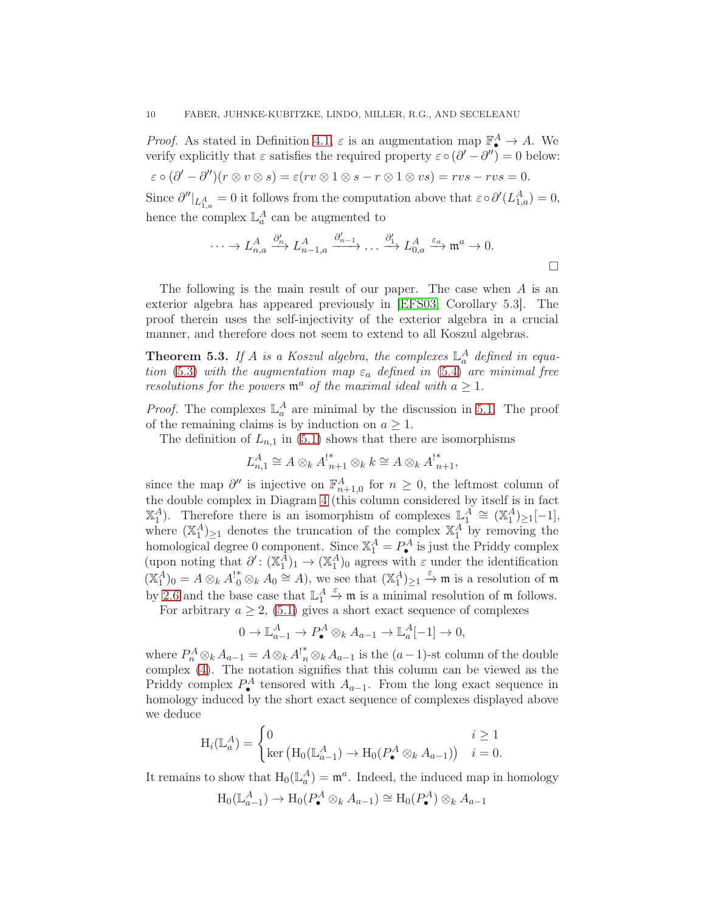*Proof.* As stated in Definition 4.1, $\varepsilon$ is an augmentation map $\mathbb{F}^A_\bullet \to A$. We verify explicitly that $\varepsilon$ satisfies the required property $\varepsilon \circ (\partial' - \partial'') = 0$ below:

$$\varepsilon \circ (\partial' - \partial'')(r \otimes v \otimes s) = \varepsilon(rv \otimes 1 \otimes s - r \otimes 1 \otimes vs) = rvs - rvs = 0.$$

Since $\partial''|_{L^A_{1,a}} = 0$ it follows from the computation above that $\varepsilon \circ \partial'(L^A_{1,a}) = 0$, hence the complex $\mathbb{L}^A_a$ can be augmented to

$$\cdots \to L^A_{n,a} \xrightarrow{\partial'_n} L^A_{n-1,a} \xrightarrow{\partial'_{n-1}} \ldots \xrightarrow{\partial'_1} L^A_{0,a} \xrightarrow{\varepsilon_a} \mathfrak{m}^a \to 0.$$

□

The following is the main result of our paper. The case when $A$ is an exterior algebra has appeared previously in [EFS03, Corollary 5.3]. The proof therein uses the self-injectivity of the exterior algebra in a crucial manner, and therefore does not seem to extend to all Koszul algebras.

**Theorem 5.3.** *If $A$ is a Koszul algebra, the complexes $\mathbb{L}^A_a$ defined in equation (5.3) with the augmentation map $\varepsilon_a$ defined in (5.4) are minimal free resolutions for the powers $\mathfrak{m}^a$ of the maximal ideal with $a \geq 1$.*

*Proof.* The complexes $\mathbb{L}^A_a$ are minimal by the discussion in 5.1. The proof of the remaining claims is by induction on $a \geq 1$.

The definition of $L_{n,1}$ in (5.1) shows that there are isomorphisms

$$L^A_{n,1} \cong A \otimes_k {A^!}^*_{n+1} \otimes_k k \cong A \otimes_k {A^!}^*_{n+1},$$

since the map $\partial''$ is injective on $\mathbb{F}^A_{n+1,0}$ for $n \geq 0$, the leftmost column of the double complex in Diagram 4 (this column considered by itself is in fact $\mathbb{X}^A_1$). Therefore there is an isomorphism of complexes $\mathbb{L}^A_1 \cong (\mathbb{X}^A_1)_{\geq 1}[-1]$, where $(\mathbb{X}^A_1)_{\geq 1}$ denotes the truncation of the complex $\mathbb{X}^A_1$ by removing the homological degree 0 component. Since $\mathbb{X}^A_1 = P^A_\bullet$ is just the Priddy complex (upon noting that $\partial' \colon (\mathbb{X}^A_1)_1 \to (\mathbb{X}^A_1)_0$ agrees with $\varepsilon$ under the identification $(\mathbb{X}^A_1)_0 = A \otimes_k {A^!}^*_0 \otimes_k A_0 \cong A$), we see that $(\mathbb{X}^A_1)_{\geq 1} \xrightarrow{\varepsilon} \mathfrak{m}$ is a resolution of $\mathfrak{m}$ by 2.6 and the base case that $\mathbb{L}^A_1 \xrightarrow{\varepsilon} \mathfrak{m}$ is a minimal resolution of $\mathfrak{m}$ follows.

For arbitrary $a \geq 2$, (5.1) gives a short exact sequence of complexes

$$0 \to \mathbb{L}^A_{a-1} \to P^A_\bullet \otimes_k A_{a-1} \to \mathbb{L}^A_a[-1] \to 0,$$

where $P^A_n \otimes_k A_{a-1} = A \otimes_k {A^!}^*_n \otimes_k A_{a-1}$ is the $(a-1)$-st column of the double complex (4). The notation signifies that this column can be viewed as the Priddy complex $P^A_\bullet$ tensored with $A_{a-1}$. From the long exact sequence in homology induced by the short exact sequence of complexes displayed above we deduce

$$\mathrm{H}_i(\mathbb{L}^A_a) = \begin{cases} 0 & i \geq 1 \\ \ker\left(\mathrm{H}_0(\mathbb{L}^A_{a-1}) \to \mathrm{H}_0(P^A_\bullet \otimes_k A_{a-1})\right) & i = 0. \end{cases}$$

It remains to show that $\mathrm{H}_0(\mathbb{L}^A_a) = \mathfrak{m}^a$. Indeed, the induced map in homology

$$\mathrm{H}_0(\mathbb{L}^A_{a-1}) \to \mathrm{H}_0(P^A_\bullet \otimes_k A_{a-1}) \cong \mathrm{H}_0(P^A_\bullet) \otimes_k A_{a-1}$$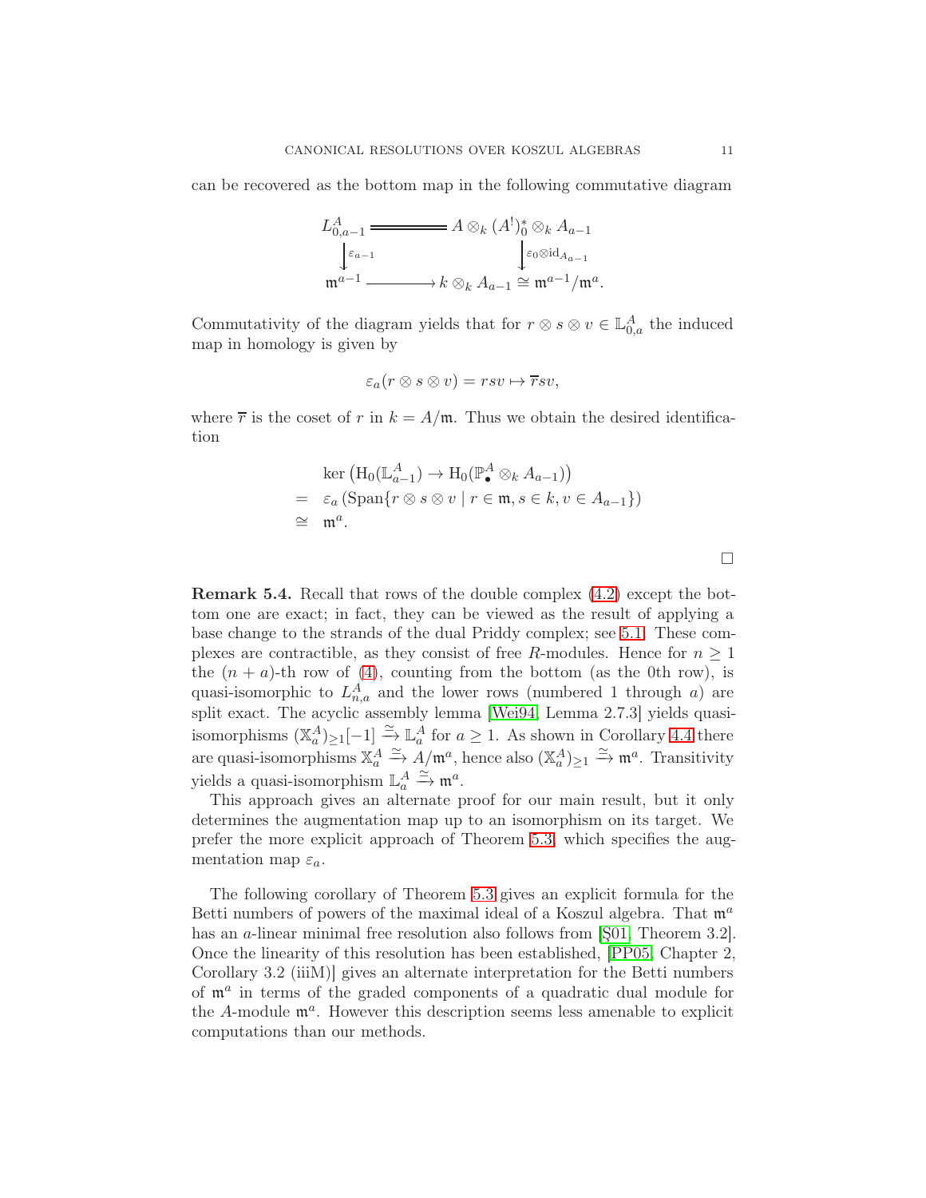can be recovered as the bottom map in the following commutative diagram

$$\begin{array}{ccc}
L^A_{0,a-1} & \xlongequal{\quad\quad} & A \otimes_k (A^!)^*_0 \otimes_k A_{a-1} \\
\Big\downarrow{\scriptstyle \varepsilon_{a-1}} & & \Big\downarrow{\scriptstyle \varepsilon_0 \otimes \mathrm{id}_{A_{a-1}}} \\
\mathfrak{m}^{a-1} & \longrightarrow & k \otimes_k A_{a-1} \cong \mathfrak{m}^{a-1}/\mathfrak{m}^a.
\end{array}$$

Commutativity of the diagram yields that for $r \otimes s \otimes v \in \mathbb{L}^A_{0,a}$ the induced map in homology is given by

$$\varepsilon_a(r \otimes s \otimes v) = rsv \mapsto \overline{r}sv,$$

where $\overline{r}$ is the coset of $r$ in $k = A/\mathfrak{m}$. Thus we obtain the desired identification

$$\begin{aligned}
& \ker\left(\mathrm{H}_0(\mathbb{L}^A_{a-1}) \to \mathrm{H}_0(\mathbb{P}^A_\bullet \otimes_k A_{a-1})\right) \\
= \ & \varepsilon_a\left(\mathrm{Span}\{r \otimes s \otimes v \mid r \in \mathfrak{m}, s \in k, v \in A_{a-1}\}\right) \\
\cong \ & \mathfrak{m}^a.
\end{aligned}$$

□

**Remark 5.4.** Recall that rows of the double complex (4.2) except the bottom one are exact; in fact, they can be viewed as the result of applying a base change to the strands of the dual Priddy complex; see 5.1. These complexes are contractible, as they consist of free $R$-modules. Hence for $n \geq 1$ the $(n+a)$-th row of (4), counting from the bottom (as the 0th row), is quasi-isomorphic to $L^A_{n,a}$ and the lower rows (numbered 1 through $a$) are split exact. The acyclic assembly lemma [Wei94, Lemma 2.7.3] yields quasi-isomorphisms $(\mathbb{X}^A_a)_{\geq 1}[-1] \xrightarrow{\simeq} \mathbb{L}^A_a$ for $a \geq 1$. As shown in Corollary 4.4 there are quasi-isomorphisms $\mathbb{X}^A_a \xrightarrow{\simeq} A/\mathfrak{m}^a$, hence also $(\mathbb{X}^A_a)_{\geq 1} \xrightarrow{\simeq} \mathfrak{m}^a$. Transitivity yields a quasi-isomorphism $\mathbb{L}^A_a \xrightarrow{\simeq} \mathfrak{m}^a$.

This approach gives an alternate proof for our main result, but it only determines the augmentation map up to an isomorphism on its target. We prefer the more explicit approach of Theorem 5.3, which specifies the augmentation map $\varepsilon_a$.

The following corollary of Theorem 5.3 gives an explicit formula for the Betti numbers of powers of the maximal ideal of a Koszul algebra. That $\mathfrak{m}^a$ has an $a$-linear minimal free resolution also follows from [Ş01, Theorem 3.2]. Once the linearity of this resolution has been established, [PP05, Chapter 2, Corollary 3.2 (iiiM)] gives an alternate interpretation for the Betti numbers of $\mathfrak{m}^a$ in terms of the graded components of a quadratic dual module for the $A$-module $\mathfrak{m}^a$. However this description seems less amenable to explicit computations than our methods.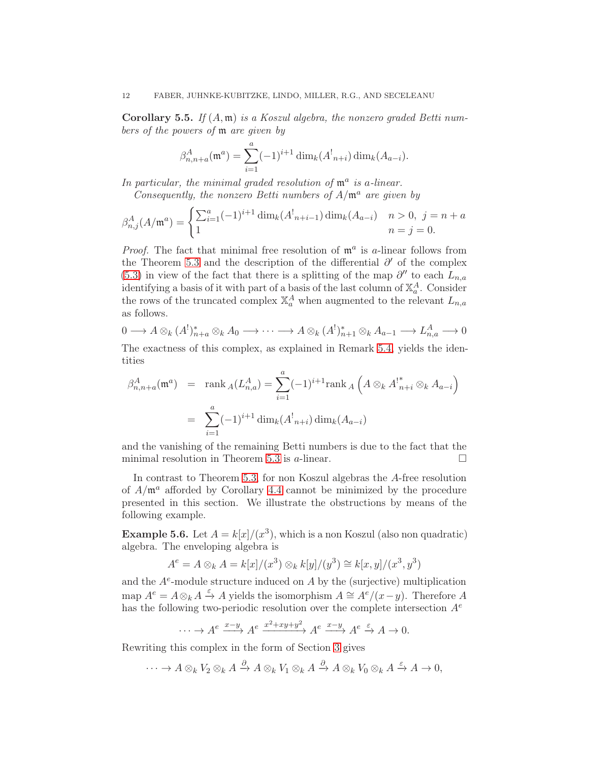**Corollary 5.5.** *If $(A, \mathfrak{m})$ is a Koszul algebra, the nonzero graded Betti numbers of the powers of $\mathfrak{m}$ are given by*

$$\beta^A_{n,n+a}(\mathfrak{m}^a) = \sum_{i=1}^{a} (-1)^{i+1} \dim_k({A^!}_{n+i}) \dim_k(A_{a-i}).$$

*In particular, the minimal graded resolution of $\mathfrak{m}^a$ is $a$-linear.*

*Consequently, the nonzero Betti numbers of $A/\mathfrak{m}^a$ are given by*

$$\beta^A_{n,j}(A/\mathfrak{m}^a) = \begin{cases} \sum_{i=1}^{a} (-1)^{i+1} \dim_k({A^!}_{n+i-1}) \dim_k(A_{a-i}) & n > 0,\ j = n+a \\ 1 & n = j = 0. \end{cases}$$

*Proof.* The fact that minimal free resolution of $\mathfrak{m}^a$ is $a$-linear follows from the Theorem 5.3 and the description of the differential $\partial'$ of the complex (5.3) in view of the fact that there is a splitting of the map $\partial''$ to each $L_{n,a}$ identifying a basis of it with part of a basis of the last column of $\mathbb{X}^A_a$. Consider the rows of the truncated complex $\mathbb{X}^A_a$ when augmented to the relevant $L_{n,a}$ as follows.

$$0 \longrightarrow A \otimes_k (A^!)^*_{n+a} \otimes_k A_0 \longrightarrow \cdots \longrightarrow A \otimes_k (A^!)^*_{n+1} \otimes_k A_{a-1} \longrightarrow L^A_{n,a} \longrightarrow 0$$

The exactness of this complex, as explained in Remark 5.4, yields the identities

$$\begin{aligned} \beta^A_{n,n+a}(\mathfrak{m}^a) &= \operatorname{rank}_A(L^A_{n,a}) = \sum_{i=1}^{a} (-1)^{i+1} \operatorname{rank}_A \left( A \otimes_k {A^!}^*_{n+i} \otimes_k A_{a-i} \right) \\ &= \sum_{i=1}^{a} (-1)^{i+1} \dim_k({A^!}_{n+i}) \dim_k(A_{a-i}) \end{aligned}$$

and the vanishing of the remaining Betti numbers is due to the fact that the minimal resolution in Theorem 5.3 is $a$-linear. $\square$

In contrast to Theorem 5.3, for non Koszul algebras the $A$-free resolution of $A/\mathfrak{m}^a$ afforded by Corollary 4.4 cannot be minimized by the procedure presented in this section. We illustrate the obstructions by means of the following example.

**Example 5.6.** Let $A = k[x]/(x^3)$, which is a non Koszul (also non quadratic) algebra. The enveloping algebra is

$$A^e = A \otimes_k A = k[x]/(x^3) \otimes_k k[y]/(y^3) \cong k[x,y]/(x^3, y^3)$$

and the $A^e$-module structure induced on $A$ by the (surjective) multiplication map $A^e = A \otimes_k A \xrightarrow{\varepsilon} A$ yields the isomorphism $A \cong A^e/(x-y)$. Therefore $A$ has the following two-periodic resolution over the complete intersection $A^e$

$$\cdots \to A^e \xrightarrow{x-y} A^e \xrightarrow{x^2+xy+y^2} A^e \xrightarrow{x-y} A^e \xrightarrow{\varepsilon} A \to 0.$$

Rewriting this complex in the form of Section 3 gives

$$\cdots \to A \otimes_k V_2 \otimes_k A \xrightarrow{\partial} A \otimes_k V_1 \otimes_k A \xrightarrow{\partial} A \otimes_k V_0 \otimes_k A \xrightarrow{\varepsilon} A \to 0,$$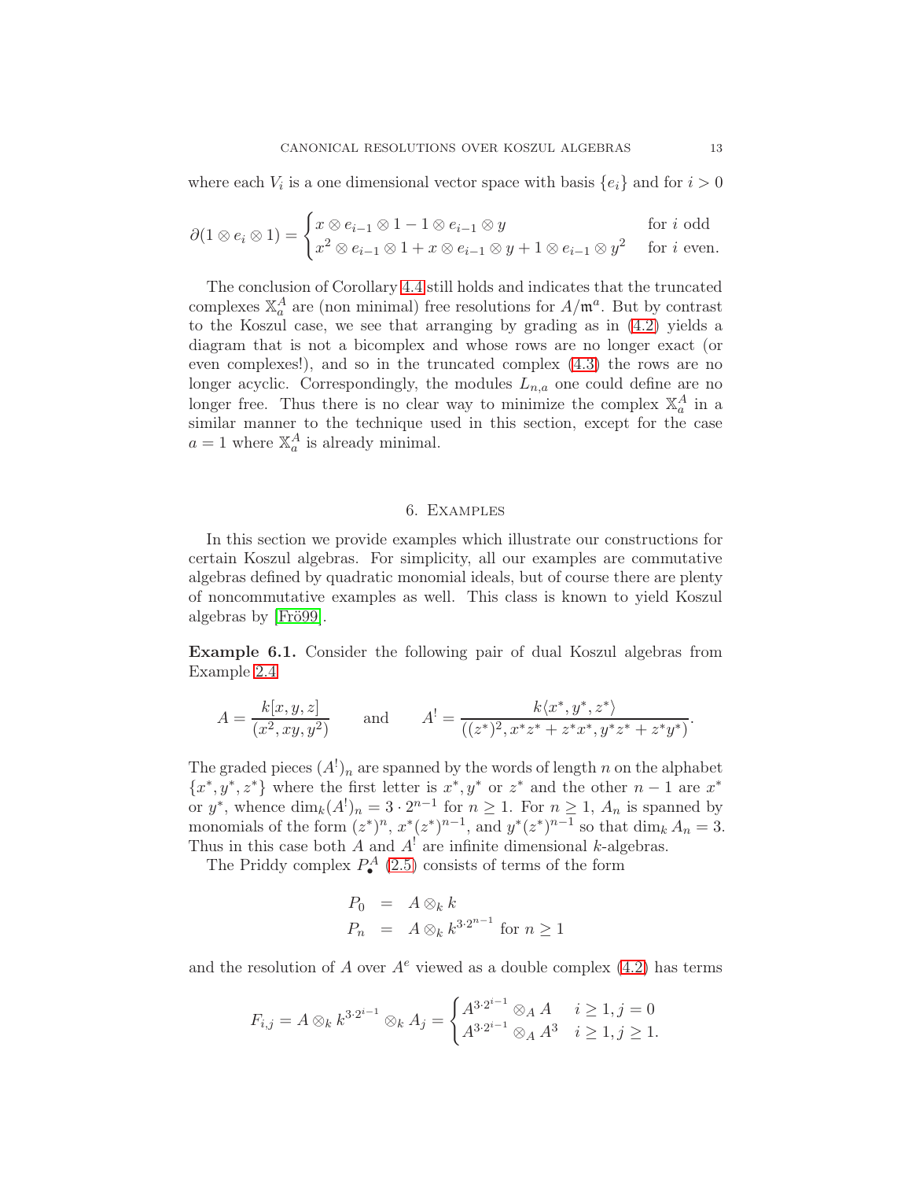where each $V_i$ is a one dimensional vector space with basis $\{e_i\}$ and for $i > 0$

$$\partial(1 \otimes e_i \otimes 1) = \begin{cases} x \otimes e_{i-1} \otimes 1 - 1 \otimes e_{i-1} \otimes y & \text{for } i \text{ odd} \\ x^2 \otimes e_{i-1} \otimes 1 + x \otimes e_{i-1} \otimes y + 1 \otimes e_{i-1} \otimes y^2 & \text{for } i \text{ even.} \end{cases}$$

The conclusion of Corollary 4.4 still holds and indicates that the truncated complexes $\mathbb{X}_a^A$ are (non minimal) free resolutions for $A/\mathfrak{m}^a$. But by contrast to the Koszul case, we see that arranging by grading as in (4.2) yields a diagram that is not a bicomplex and whose rows are no longer exact (or even complexes!), and so in the truncated complex (4.3) the rows are no longer acyclic. Correspondingly, the modules $L_{n,a}$ one could define are no longer free. Thus there is no clear way to minimize the complex $\mathbb{X}_a^A$ in a similar manner to the technique used in this section, except for the case $a = 1$ where $\mathbb{X}_a^A$ is already minimal.

## 6. Examples

In this section we provide examples which illustrate our constructions for certain Koszul algebras. For simplicity, all our examples are commutative algebras defined by quadratic monomial ideals, but of course there are plenty of noncommutative examples as well. This class is known to yield Koszul algebras by [Frö99].

**Example 6.1.** Consider the following pair of dual Koszul algebras from Example 2.4

$$A = \frac{k[x, y, z]}{(x^2, xy, y^2)} \qquad \text{and} \qquad A^! = \frac{k\langle x^*, y^*, z^*\rangle}{((z^*)^2, x^*z^* + z^*x^*, y^*z^* + z^*y^*)}.$$

The graded pieces $(A^!)_n$ are spanned by the words of length $n$ on the alphabet $\{x^*, y^*, z^*\}$ where the first letter is $x^*, y^*$ or $z^*$ and the other $n-1$ are $x^*$ or $y^*$, whence $\dim_k(A^!)_n = 3 \cdot 2^{n-1}$ for $n \geq 1$. For $n \geq 1$, $A_n$ is spanned by monomials of the form $(z^*)^n$, $x^*(z^*)^{n-1}$, and $y^*(z^*)^{n-1}$ so that $\dim_k A_n = 3$. Thus in this case both $A$ and $A^!$ are infinite dimensional $k$-algebras.

The Priddy complex $P_\bullet^A$ (2.5) consists of terms of the form

$$\begin{aligned} P_0 &= A \otimes_k k \\ P_n &= A \otimes_k k^{3 \cdot 2^{n-1}} \text{ for } n \geq 1 \end{aligned}$$

and the resolution of $A$ over $A^e$ viewed as a double complex (4.2) has terms

$$F_{i,j} = A \otimes_k k^{3 \cdot 2^{i-1}} \otimes_k A_j = \begin{cases} A^{3 \cdot 2^{i-1}} \otimes_A A & i \geq 1, j = 0 \\ A^{3 \cdot 2^{i-1}} \otimes_A A^3 & i \geq 1, j \geq 1. \end{cases}$$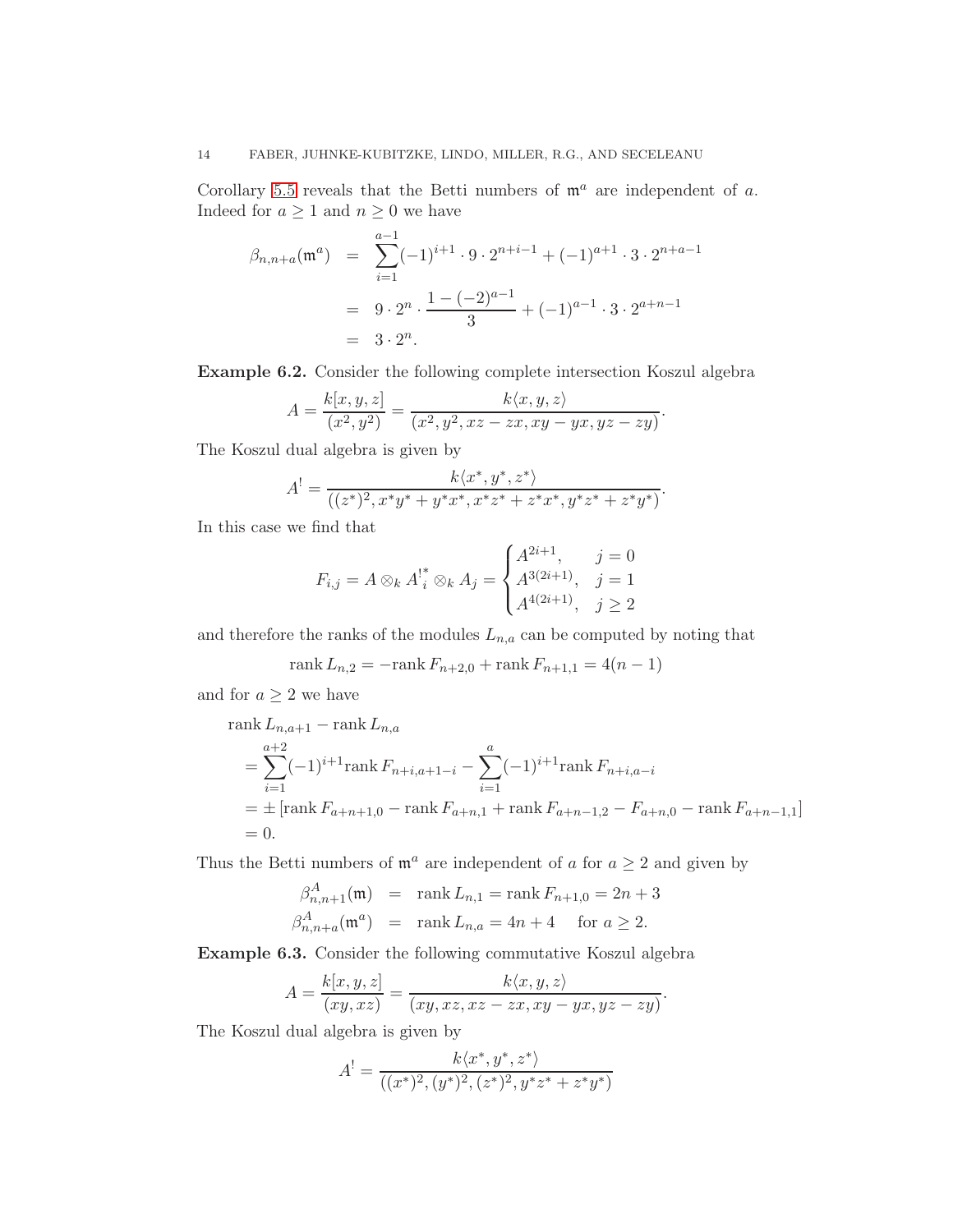Corollary 5.5 reveals that the Betti numbers of $\mathfrak{m}^a$ are independent of $a$. Indeed for $a \geq 1$ and $n \geq 0$ we have

$$
\begin{aligned}
\beta_{n,n+a}(\mathfrak{m}^a) &= \sum_{i=1}^{a-1} (-1)^{i+1} \cdot 9 \cdot 2^{n+i-1} + (-1)^{a+1} \cdot 3 \cdot 2^{n+a-1} \\
&= 9 \cdot 2^n \cdot \frac{1-(-2)^{a-1}}{3} + (-1)^{a-1} \cdot 3 \cdot 2^{a+n-1} \\
&= 3 \cdot 2^n.
\end{aligned}
$$

**Example 6.2.** Consider the following complete intersection Koszul algebra

$$
A = \frac{k[x,y,z]}{(x^2,y^2)} = \frac{k\langle x,y,z\rangle}{(x^2,y^2,xz-zx,xy-yx,yz-zy)}.
$$

The Koszul dual algebra is given by

$$
A^! = \frac{k\langle x^*,y^*,z^*\rangle}{((z^*)^2, x^*y^*+y^*x^*, x^*z^*+z^*x^*, y^*z^*+z^*y^*)}.
$$

In this case we find that

$$
F_{i,j} = A \otimes_k {A^!_i}^* \otimes_k A_j = \begin{cases} A^{2i+1}, & j=0 \\ A^{3(2i+1)}, & j=1 \\ A^{4(2i+1)}, & j \geq 2 \end{cases}
$$

and therefore the ranks of the modules $L_{n,a}$ can be computed by noting that

$$
\operatorname{rank} L_{n,2} = -\operatorname{rank} F_{n+2,0} + \operatorname{rank} F_{n+1,1} = 4(n-1)
$$

and for $a \geq 2$ we have

$$
\begin{aligned}
&\operatorname{rank} L_{n,a+1} - \operatorname{rank} L_{n,a} \\
&= \sum_{i=1}^{a+2} (-1)^{i+1} \operatorname{rank} F_{n+i,a+1-i} - \sum_{i=1}^{a} (-1)^{i+1} \operatorname{rank} F_{n+i,a-i} \\
&= \pm \left[\operatorname{rank} F_{a+n+1,0} - \operatorname{rank} F_{a+n,1} + \operatorname{rank} F_{a+n-1,2} - F_{a+n,0} - \operatorname{rank} F_{a+n-1,1}\right] \\
&= 0.
\end{aligned}
$$

Thus the Betti numbers of $\mathfrak{m}^a$ are independent of $a$ for $a \geq 2$ and given by

$$
\begin{aligned}
\beta^A_{n,n+1}(\mathfrak{m}) &= \operatorname{rank} L_{n,1} = \operatorname{rank} F_{n+1,0} = 2n+3 \\
\beta^A_{n,n+a}(\mathfrak{m}^a) &= \operatorname{rank} L_{n,a} = 4n+4 \quad \text{for } a \geq 2.
\end{aligned}
$$

**Example 6.3.** Consider the following commutative Koszul algebra

$$
A = \frac{k[x,y,z]}{(xy,xz)} = \frac{k\langle x,y,z\rangle}{(xy,xz,xz-zx,xy-yx,yz-zy)}.
$$

The Koszul dual algebra is given by

$$
A^! = \frac{k\langle x^*,y^*,z^*\rangle}{((x^*)^2,(y^*)^2,(z^*)^2, y^*z^*+z^*y^*)}
$$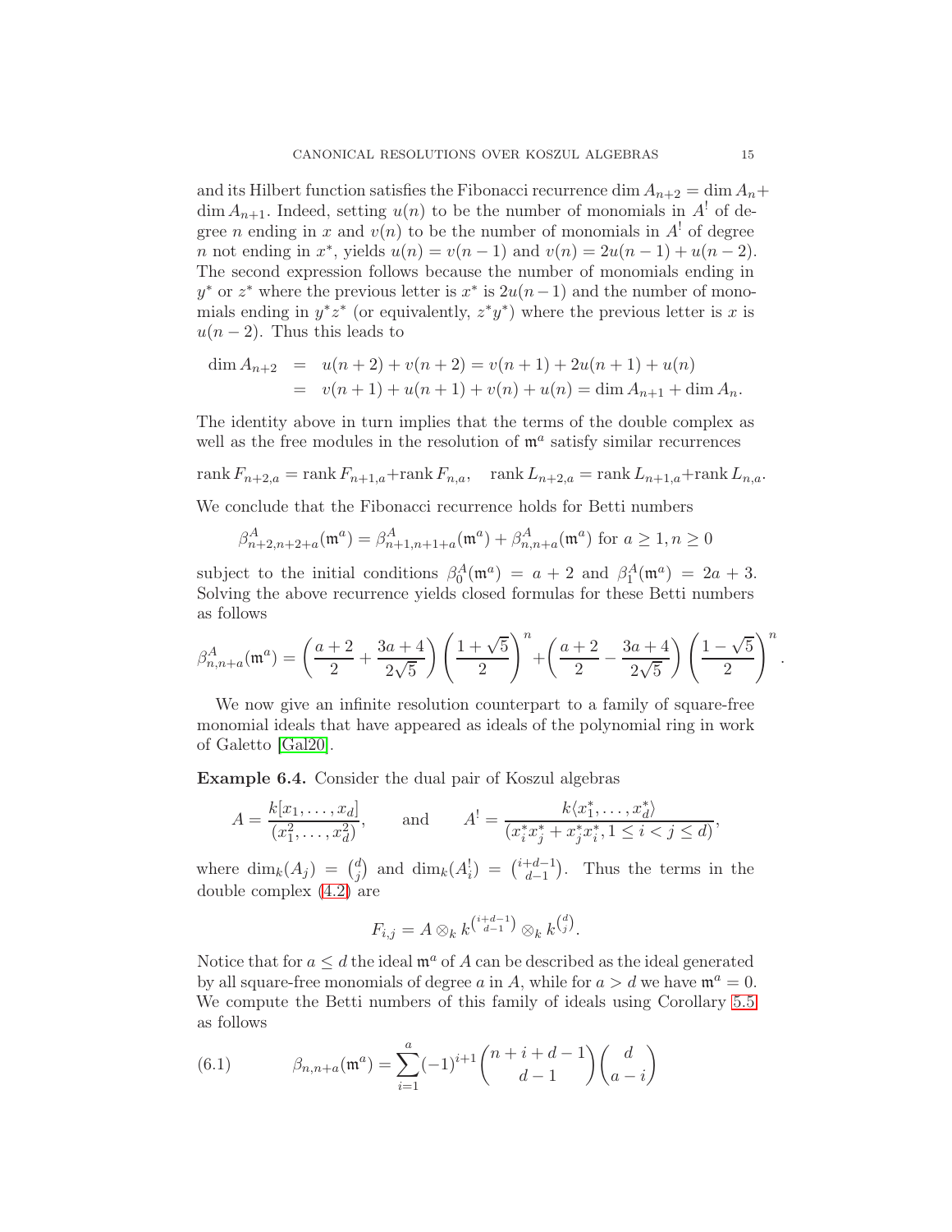and its Hilbert function satisfies the Fibonacci recurrence $\dim A_{n+2} = \dim A_n + \dim A_{n+1}$. Indeed, setting $u(n)$ to be the number of monomials in $A^!$ of degree $n$ ending in $x$ and $v(n)$ to be the number of monomials in $A^!$ of degree $n$ not ending in $x^*$, yields $u(n) = v(n-1)$ and $v(n) = 2u(n-1) + u(n-2)$. The second expression follows because the number of monomials ending in $y^*$ or $z^*$ where the previous letter is $x^*$ is $2u(n-1)$ and the number of monomials ending in $y^*z^*$ (or equivalently, $z^*y^*$) where the previous letter is $x$ is $u(n-2)$. Thus this leads to

$$
\begin{aligned}
\dim A_{n+2} &= u(n+2) + v(n+2) = v(n+1) + 2u(n+1) + u(n) \\
&= v(n+1) + u(n+1) + v(n) + u(n) = \dim A_{n+1} + \dim A_n.
\end{aligned}
$$

The identity above in turn implies that the terms of the double complex as well as the free modules in the resolution of $\mathfrak{m}^a$ satisfy similar recurrences

$$
\operatorname{rank} F_{n+2,a} = \operatorname{rank} F_{n+1,a} + \operatorname{rank} F_{n,a}, \quad \operatorname{rank} L_{n+2,a} = \operatorname{rank} L_{n+1,a} + \operatorname{rank} L_{n,a}.
$$

We conclude that the Fibonacci recurrence holds for Betti numbers

$$
\beta^A_{n+2,n+2+a}(\mathfrak{m}^a) = \beta^A_{n+1,n+1+a}(\mathfrak{m}^a) + \beta^A_{n,n+a}(\mathfrak{m}^a) \text{ for } a \geq 1, n \geq 0
$$

subject to the initial conditions $\beta^A_0(\mathfrak{m}^a) = a+2$ and $\beta^A_1(\mathfrak{m}^a) = 2a+3$. Solving the above recurrence yields closed formulas for these Betti numbers as follows

$$
\beta^A_{n,n+a}(\mathfrak{m}^a) = \left(\frac{a+2}{2} + \frac{3a+4}{2\sqrt{5}}\right)\left(\frac{1+\sqrt{5}}{2}\right)^n + \left(\frac{a+2}{2} - \frac{3a+4}{2\sqrt{5}}\right)\left(\frac{1-\sqrt{5}}{2}\right)^n.
$$

We now give an infinite resolution counterpart to a family of square-free monomial ideals that have appeared as ideals of the polynomial ring in work of Galetto [Gal20].

**Example 6.4.** Consider the dual pair of Koszul algebras

$$
A = \frac{k[x_1, \ldots, x_d]}{(x_1^2, \ldots, x_d^2)}, \qquad \text{and} \qquad A^! = \frac{k\langle x_1^*, \ldots, x_d^* \rangle}{(x_i^* x_j^* + x_j^* x_i^*, 1 \leq i < j \leq d)},
$$

where $\dim_k(A_j) = \binom{d}{j}$ and $\dim_k(A^!_i) = \binom{i+d-1}{d-1}$. Thus the terms in the double complex (4.2) are

$$
F_{i,j} = A \otimes_k k^{\binom{i+d-1}{d-1}} \otimes_k k^{\binom{d}{j}}.
$$

Notice that for $a \leq d$ the ideal $\mathfrak{m}^a$ of $A$ can be described as the ideal generated by all square-free monomials of degree $a$ in $A$, while for $a > d$ we have $\mathfrak{m}^a = 0$. We compute the Betti numbers of this family of ideals using Corollary 5.5 as follows

$$
\beta_{n,n+a}(\mathfrak{m}^a) = \sum_{i=1}^{a} (-1)^{i+1} \binom{n+i+d-1}{d-1} \binom{d}{a-i} \tag{6.1}
$$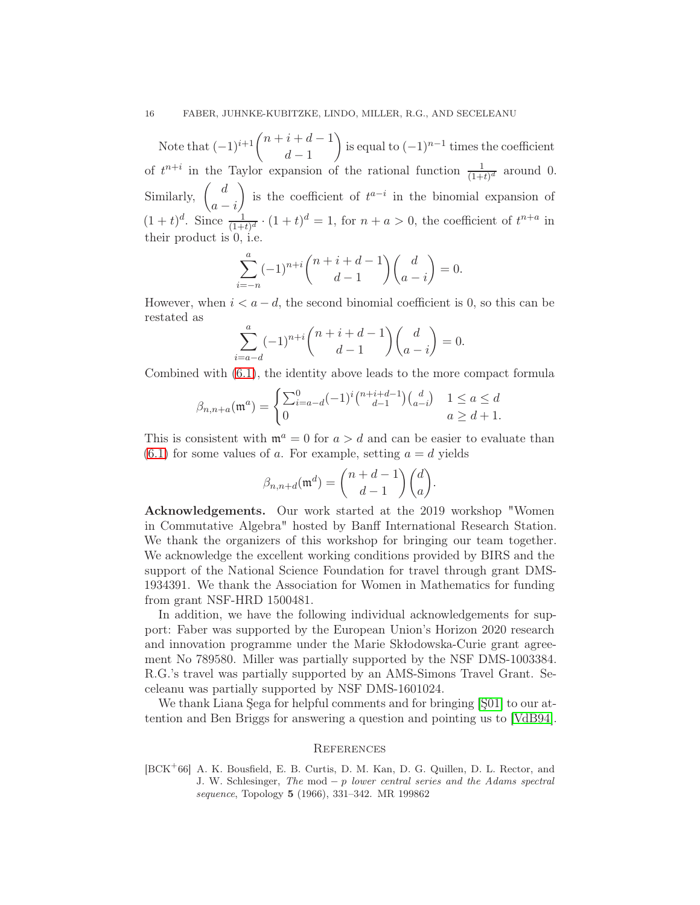Note that $(-1)^{i+1}\binom{n+i+d-1}{d-1}$ is equal to $(-1)^{n-1}$ times the coefficient of $t^{n+i}$ in the Taylor expansion of the rational function $\frac{1}{(1+t)^d}$ around 0. Similarly, $\binom{d}{a-i}$ is the coefficient of $t^{a-i}$ in the binomial expansion of $(1+t)^d$. Since $\frac{1}{(1+t)^d}\cdot(1+t)^d = 1$, for $n+a>0$, the coefficient of $t^{n+a}$ in their product is 0, i.e.

$$\sum_{i=-n}^{a}(-1)^{n+i}\binom{n+i+d-1}{d-1}\binom{d}{a-i} = 0.$$

However, when $i < a-d$, the second binomial coefficient is 0, so this can be restated as

$$\sum_{i=a-d}^{a}(-1)^{n+i}\binom{n+i+d-1}{d-1}\binom{d}{a-i} = 0.$$

Combined with (6.1), the identity above leads to the more compact formula

$$\beta_{n,n+a}(\mathfrak{m}^a) = \begin{cases} \sum_{i=a-d}^{0}(-1)^i\binom{n+i+d-1}{d-1}\binom{d}{a-i} & 1 \le a \le d \\ 0 & a \ge d+1. \end{cases}$$

This is consistent with $\mathfrak{m}^a = 0$ for $a > d$ and can be easier to evaluate than (6.1) for some values of $a$. For example, setting $a = d$ yields

$$\beta_{n,n+d}(\mathfrak{m}^d) = \binom{n+d-1}{d-1}\binom{d}{a}.$$

**Acknowledgements.** Our work started at the 2019 workshop "Women in Commutative Algebra" hosted by Banff International Research Station. We thank the organizers of this workshop for bringing our team together. We acknowledge the excellent working conditions provided by BIRS and the support of the National Science Foundation for travel through grant DMS-1934391. We thank the Association for Women in Mathematics for funding from grant NSF-HRD 1500481.

In addition, we have the following individual acknowledgements for support: Faber was supported by the European Union's Horizon 2020 research and innovation programme under the Marie Skłodowska-Curie grant agreement No 789580. Miller was partially supported by the NSF DMS-1003384. R.G.'s travel was partially supported by an AMS-Simons Travel Grant. Seceleanu was partially supported by NSF DMS-1601024.

We thank Liana Şega for helpful comments and for bringing [Ş01] to our attention and Ben Briggs for answering a question and pointing us to [VdB94].

## References

[BCK+66] A. K. Bousfield, E. B. Curtis, D. M. Kan, D. G. Quillen, D. L. Rector, and J. W. Schlesinger, *The* mod $-p$ *lower central series and the Adams spectral sequence*, Topology **5** (1966), 331–342. MR 199862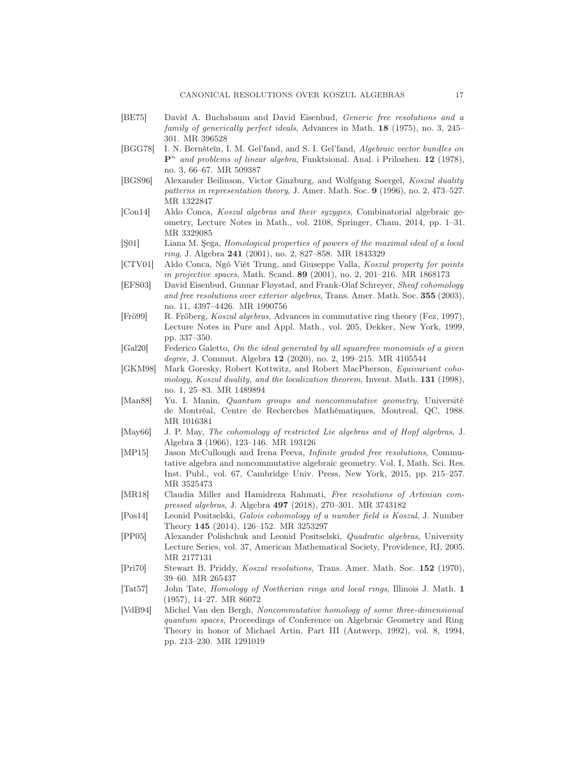- [BE75] David A. Buchsbaum and David Eisenbud, *Generic free resolutions and a family of generically perfect ideals*, Advances in Math. **18** (1975), no. 3, 245–301. MR 396528
- [BGG78] I. N. Bernšteĭn, I. M. Gel'fand, and S. I. Gel'fand, *Algebraic vector bundles on* $\mathbf{P}^n$ *and problems of linear algebra*, Funktsional. Anal. i Prilozhen. **12** (1978), no. 3, 66–67. MR 509387
- [BGS96] Alexander Beilinson, Victor Ginzburg, and Wolfgang Soergel, *Koszul duality patterns in representation theory*, J. Amer. Math. Soc. **9** (1996), no. 2, 473–527. MR 1322847
- [Con14] Aldo Conca, *Koszul algebras and their syzygies*, Combinatorial algebraic geometry, Lecture Notes in Math., vol. 2108, Springer, Cham, 2014, pp. 1–31. MR 3329085
- [Ş01] Liana M. Şega, *Homological properties of powers of the maximal ideal of a local ring*, J. Algebra **241** (2001), no. 2, 827–858. MR 1843329
- [CTV01] Aldo Conca, Ngô Viêt Trung, and Giuseppe Valla, *Koszul property for points in projective spaces*, Math. Scand. **89** (2001), no. 2, 201–216. MR 1868173
- [EFS03] David Eisenbud, Gunnar Fløystad, and Frank-Olaf Schreyer, *Sheaf cohomology and free resolutions over exterior algebras*, Trans. Amer. Math. Soc. **355** (2003), no. 11, 4397–4426. MR 1990756
- [Frö99] R. Fröberg, *Koszul algebras*, Advances in commutative ring theory (Fez, 1997), Lecture Notes in Pure and Appl. Math., vol. 205, Dekker, New York, 1999, pp. 337–350.
- [Gal20] Federico Galetto, *On the ideal generated by all squarefree monomials of a given degree*, J. Commut. Algebra **12** (2020), no. 2, 199–215. MR 4105544
- [GKM98] Mark Goresky, Robert Kottwitz, and Robert MacPherson, *Equivariant cohomology, Koszul duality, and the localization theorem*, Invent. Math. **131** (1998), no. 1, 25–83. MR 1489894
- [Man88] Yu. I. Manin, *Quantum groups and noncommutative geometry*, Université de Montréal, Centre de Recherches Mathématiques, Montreal, QC, 1988. MR 1016381
- [May66] J. P. May, *The cohomology of restricted Lie algebras and of Hopf algebras*, J. Algebra **3** (1966), 123–146. MR 193126
- [MP15] Jason McCullough and Irena Peeva, *Infinite graded free resolutions*, Commutative algebra and noncommutative algebraic geometry. Vol. I, Math. Sci. Res. Inst. Publ., vol. 67, Cambridge Univ. Press, New York, 2015, pp. 215–257. MR 3525473
- [MR18] Claudia Miller and Hamidreza Rahmati, *Free resolutions of Artinian compressed algebras*, J. Algebra **497** (2018), 270–301. MR 3743182
- [Pos14] Leonid Positselski, *Galois cohomology of a number field is Koszul*, J. Number Theory **145** (2014), 126–152. MR 3253297
- [PP05] Alexander Polishchuk and Leonid Positselski, *Quadratic algebras*, University Lecture Series, vol. 37, American Mathematical Society, Providence, RI, 2005. MR 2177131
- [Pri70] Stewart B. Priddy, *Koszul resolutions*, Trans. Amer. Math. Soc. **152** (1970), 39–60. MR 265437
- [Tat57] John Tate, *Homology of Noetherian rings and local rings*, Illinois J. Math. **1** (1957), 14–27. MR 86072
- [VdB94] Michel Van den Bergh, *Noncommutative homology of some three-dimensional quantum spaces*, Proceedings of Conference on Algebraic Geometry and Ring Theory in honor of Michael Artin, Part III (Antwerp, 1992), vol. 8, 1994, pp. 213–230. MR 1291019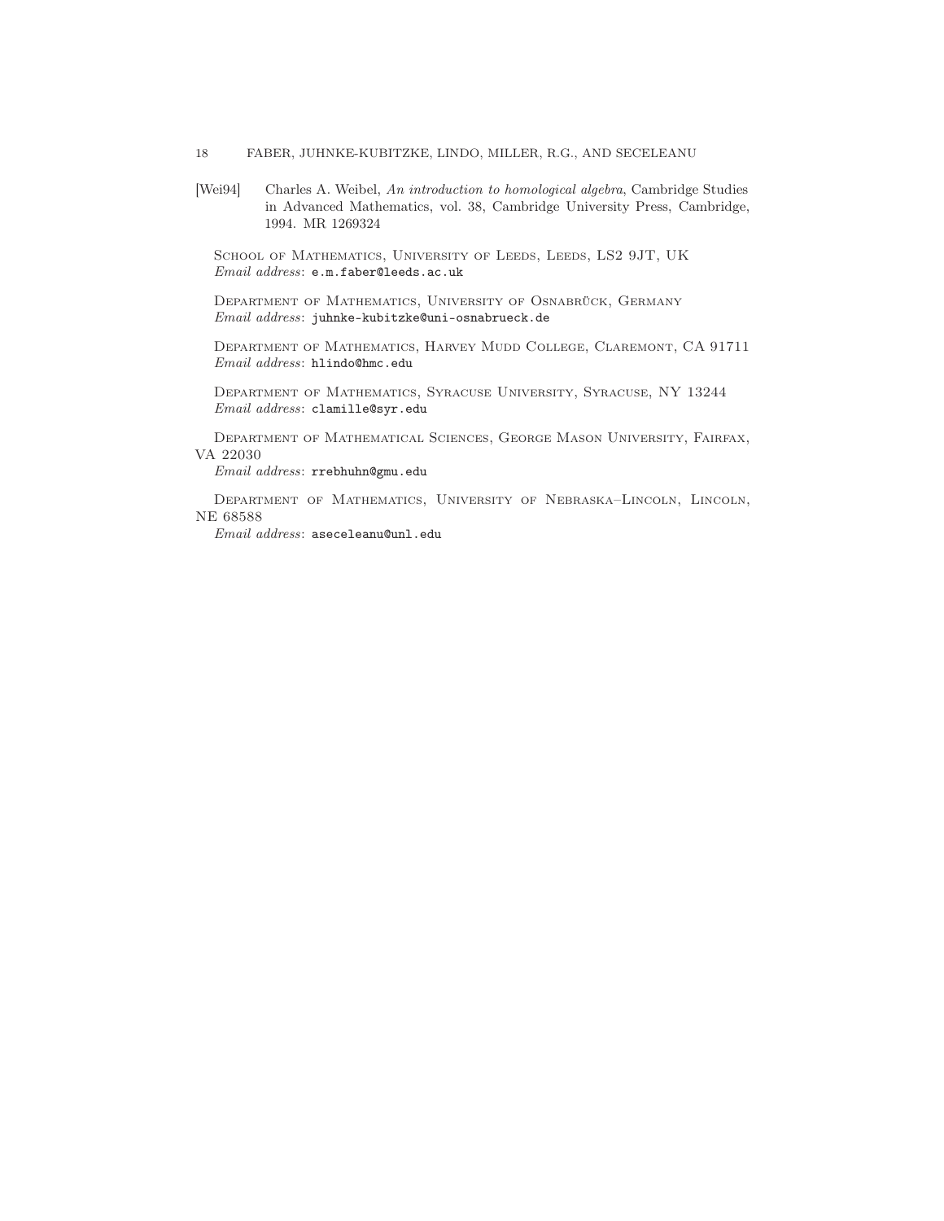[Wei94] Charles A. Weibel, *An introduction to homological algebra*, Cambridge Studies in Advanced Mathematics, vol. 38, Cambridge University Press, Cambridge, 1994. MR 1269324

School of Mathematics, University of Leeds, Leeds, LS2 9JT, UK
*Email address*: e.m.faber@leeds.ac.uk

Department of Mathematics, University of Osnabrück, Germany
*Email address*: juhnke-kubitzke@uni-osnabrueck.de

Department of Mathematics, Harvey Mudd College, Claremont, CA 91711
*Email address*: hlindo@hmc.edu

Department of Mathematics, Syracuse University, Syracuse, NY 13244
*Email address*: clamille@syr.edu

Department of Mathematical Sciences, George Mason University, Fairfax, VA 22030
*Email address*: rrebhuhn@gmu.edu

Department of Mathematics, University of Nebraska–Lincoln, Lincoln, NE 68588
*Email address*: aseceleanu@unl.edu